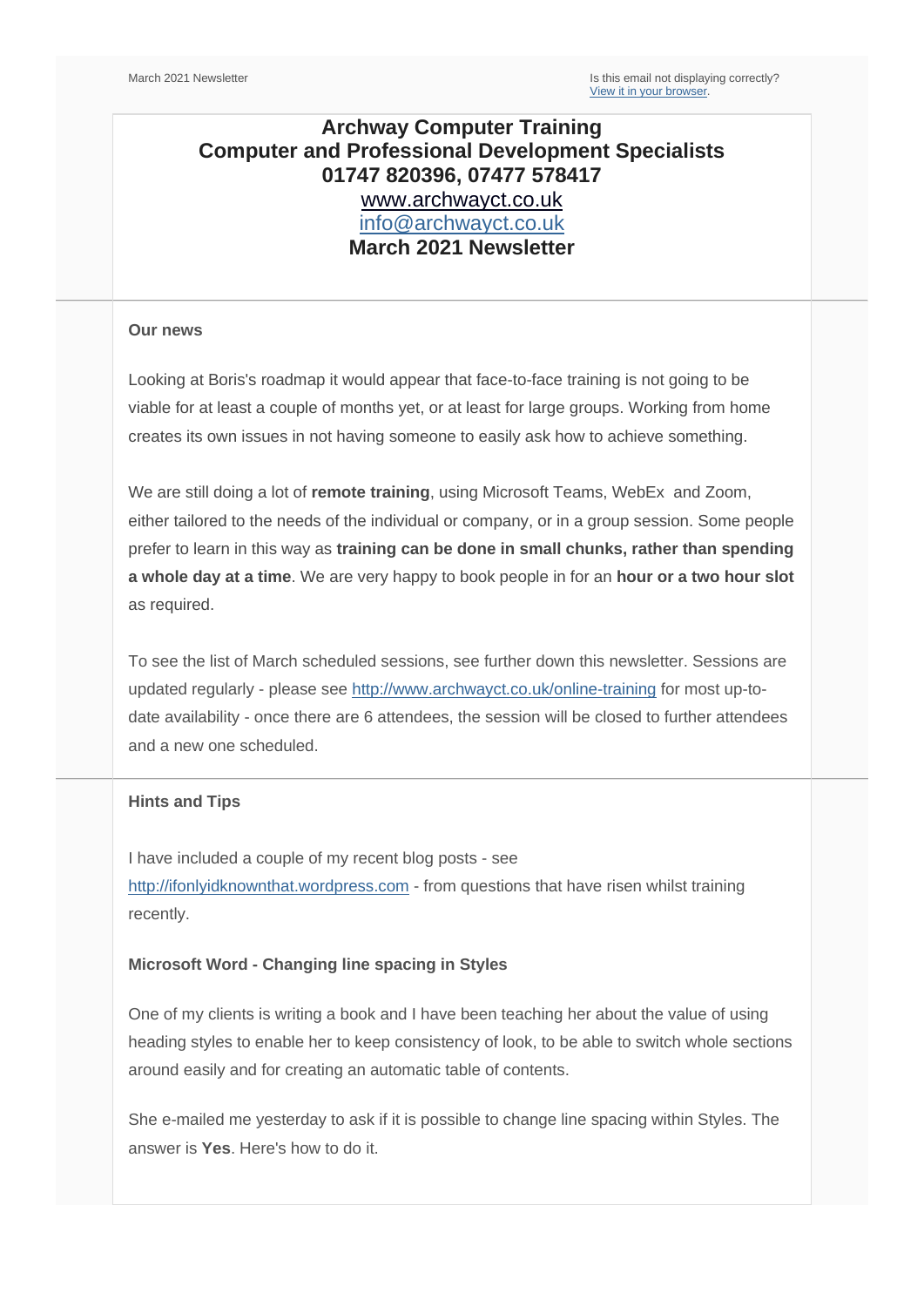March 2021 Newsletter

Is this email not displaying correctly? [View it in your browser](#).

# Archway Computer Training
## Computer and Professional Development Specialists
**01747 820396, 07477 578417**

[www.archwayct.co.uk](http://www.archwayct.co.uk)

[info@archwayct.co.uk](mailto:info@archwayct.co.uk)

## March 2021 Newsletter

### Our news

Looking at Boris's roadmap it would appear that face-to-face training is not going to be viable for at least a couple of months yet, or at least for large groups. Working from home creates its own issues in not having someone to easily ask how to achieve something.

We are still doing a lot of **remote training**, using Microsoft Teams, WebEx and Zoom, either tailored to the needs of the individual or company, or in a group session. Some people prefer to learn in this way as **training can be done in small chunks, rather than spending a whole day at a time**. We are very happy to book people in for an **hour or a two hour slot** as required.

To see the list of March scheduled sessions, see further down this newsletter. Sessions are updated regularly - please see http://www.archwayct.co.uk/online-training for most up-to-date availability - once there are 6 attendees, the session will be closed to further attendees and a new one scheduled.

### Hints and Tips

I have included a couple of my recent blog posts - see http://ifonlyidknownthat.wordpress.com - from questions that have risen whilst training recently.

#### Microsoft Word - Changing line spacing in Styles

One of my clients is writing a book and I have been teaching her about the value of using heading styles to enable her to keep consistency of look, to be able to switch whole sections around easily and for creating an automatic table of contents.

She e-mailed me yesterday to ask if it is possible to change line spacing within Styles. The answer is **Yes**. Here's how to do it.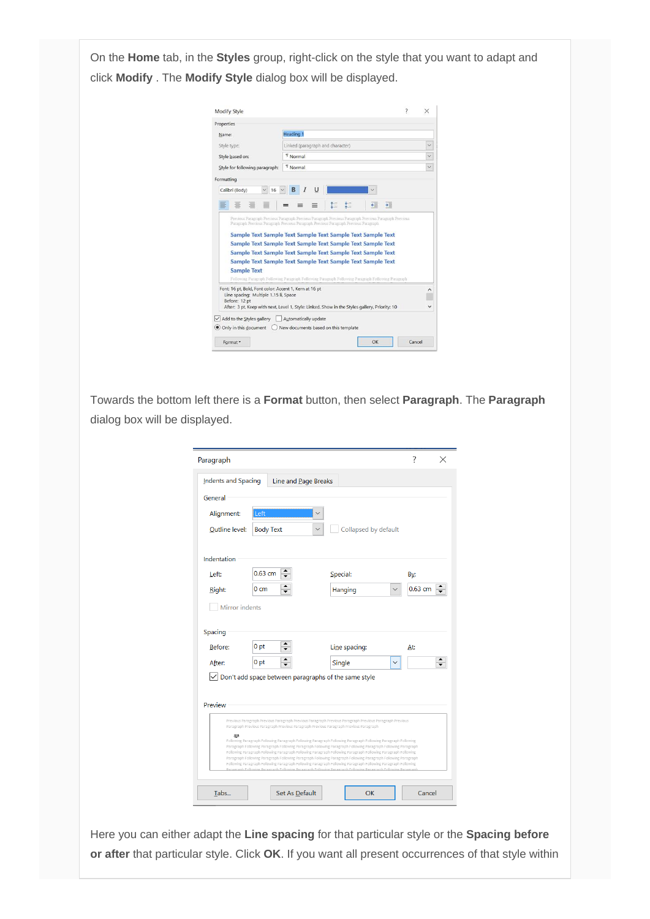On the **Home** tab, in the **Styles** group, right-click on the style that you want to adapt and click **Modify** . The **Modify Style** dialog box will be displayed.

Towards the bottom left there is a **Format** button, then select **Paragraph**. The **Paragraph** dialog box will be displayed.

Here you can either adapt the **Line spacing** for that particular style or the **Spacing before or after** that particular style. Click **OK**. If you want all present occurrences of that style within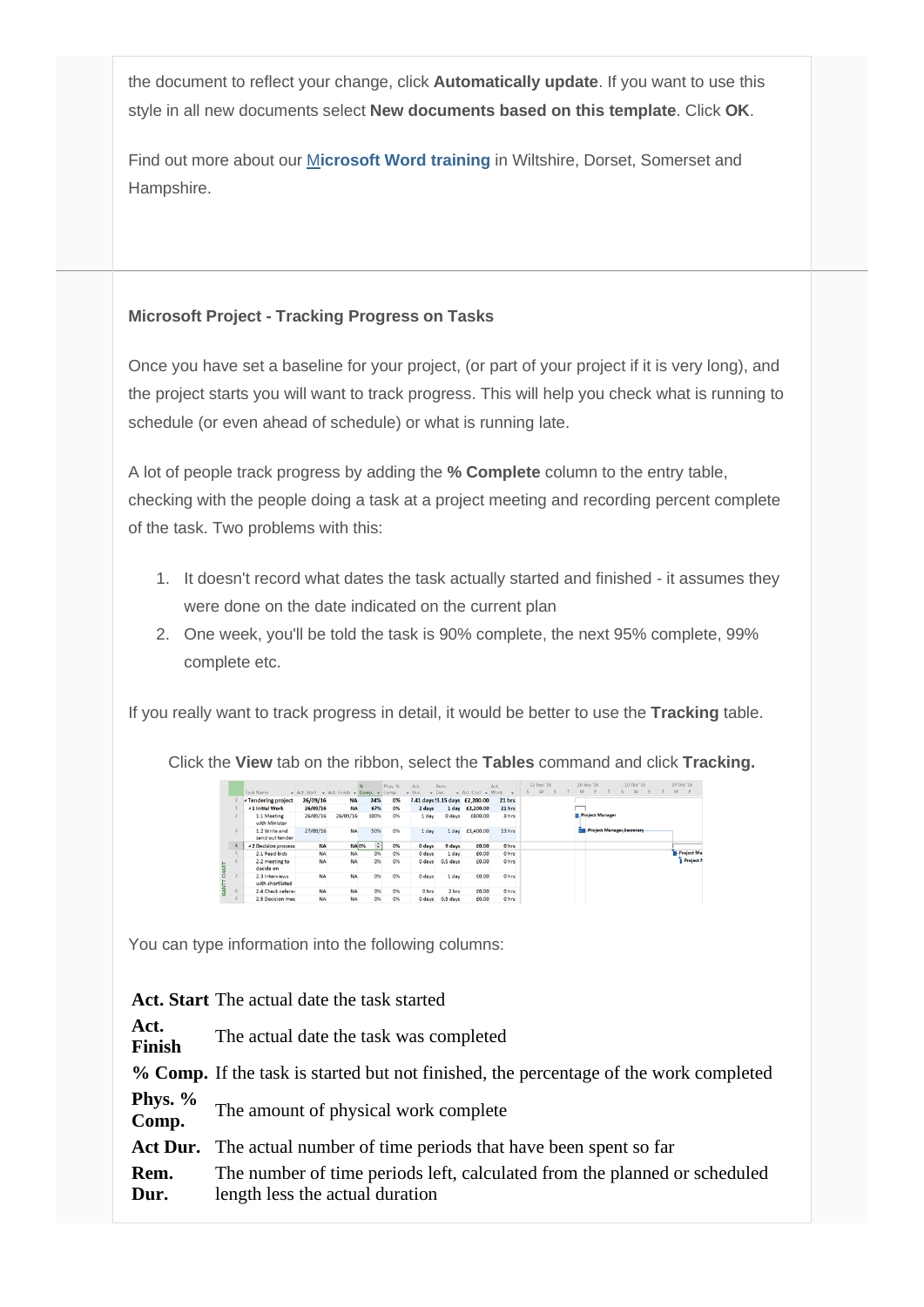the document to reflect your change, click **Automatically update**. If you want to use this style in all new documents select **New documents based on this template**. Click **OK**.

Find out more about our **Microsoft Word training** in Wiltshire, Dorset, Somerset and Hampshire.

### Microsoft Project - Tracking Progress on Tasks

Once you have set a baseline for your project, (or part of your project if it is very long), and the project starts you will want to track progress. This will help you check what is running to schedule (or even ahead of schedule) or what is running late.

A lot of people track progress by adding the **% Complete** column to the entry table, checking with the people doing a task at a project meeting and recording percent complete of the task. Two problems with this:

1. It doesn't record what dates the task actually started and finished - it assumes they were done on the date indicated on the current plan
2. One week, you'll be told the task is 90% complete, the next 95% complete, 99% complete etc.

If you really want to track progress in detail, it would be better to use the **Tracking** table.

Click the **View** tab on the ribbon, select the **Tables** command and click **Tracking.**

You can type information into the following columns:

| | |
|---|---|
| **Act. Start** | The actual date the task started |
| **Act. Finish** | The actual date the task was completed |
| **% Comp.** | If the task is started but not finished, the percentage of the work completed |
| **Phys. % Comp.** | The amount of physical work complete |
| **Act Dur.** | The actual number of time periods that have been spent so far |
| **Rem. Dur.** | The number of time periods left, calculated from the planned or scheduled length less the actual duration |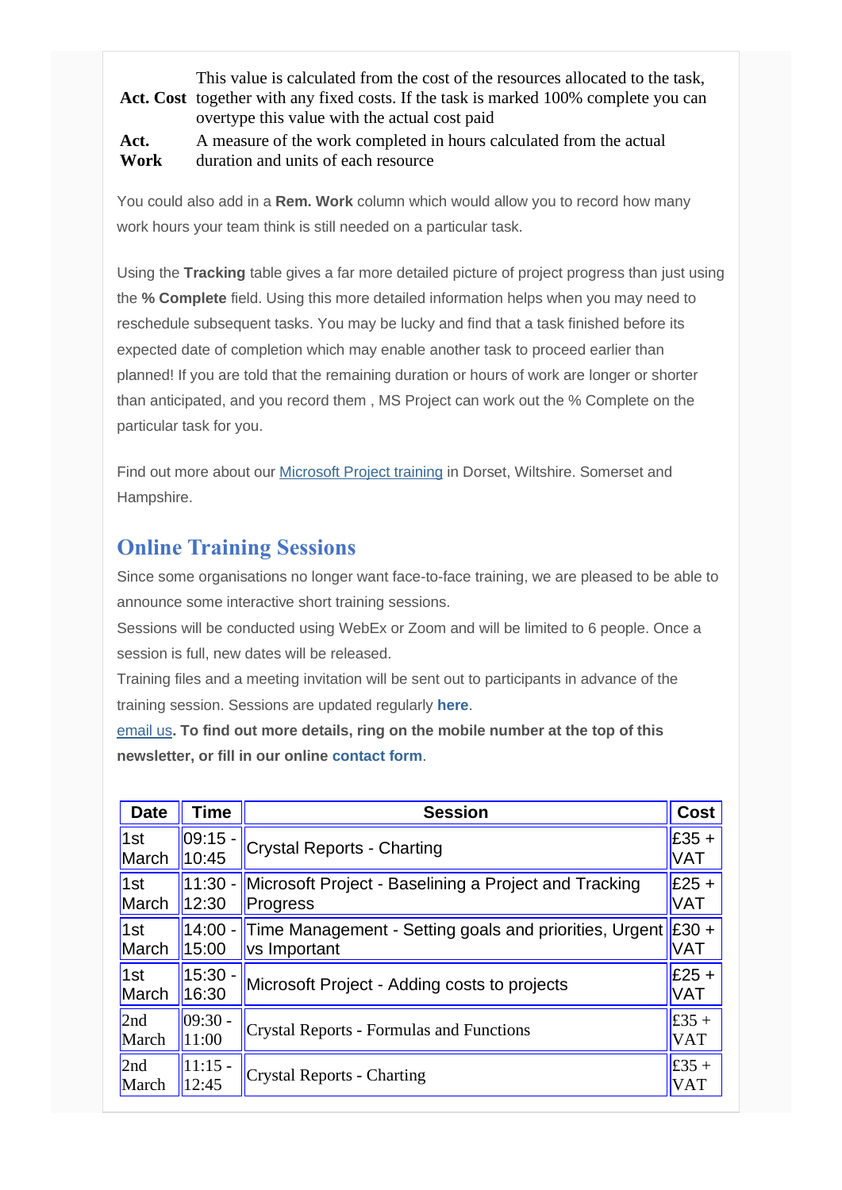| | |
|---|---|
| **Act. Cost** | This value is calculated from the cost of the resources allocated to the task, together with any fixed costs. If the task is marked 100% complete you can overtype this value with the actual cost paid |
| **Act. Work** | A measure of the work completed in hours calculated from the actual duration and units of each resource |

You could also add in a **Rem. Work** column which would allow you to record how many work hours your team think is still needed on a particular task.

Using the **Tracking** table gives a far more detailed picture of project progress than just using the **% Complete** field. Using this more detailed information helps when you may need to reschedule subsequent tasks. You may be lucky and find that a task finished before its expected date of completion which may enable another task to proceed earlier than planned! If you are told that the remaining duration or hours of work are longer or shorter than anticipated, and you record them , MS Project can work out the % Complete on the particular task for you.

Find out more about our Microsoft Project training in Dorset, Wiltshire. Somerset and Hampshire.

## Online Training Sessions

Since some organisations no longer want face-to-face training, we are pleased to be able to announce some interactive short training sessions.

Sessions will be conducted using WebEx or Zoom and will be limited to 6 people. Once a session is full, new dates will be released.

Training files and a meeting invitation will be sent out to participants in advance of the training session. Sessions are updated regularly **here**.

email us**. To find out more details, ring on the mobile number at the top of this newsletter, or fill in our online contact form**.

| Date | Time | Session | Cost |
|---|---|---|---|
| 1st March | 09:15 - 10:45 | Crystal Reports - Charting | £35 + VAT |
| 1st March | 11:30 - 12:30 | Microsoft Project - Baselining a Project and Tracking Progress | £25 + VAT |
| 1st March | 14:00 - 15:00 | Time Management - Setting goals and priorities, Urgent vs Important | £30 + VAT |
| 1st March | 15:30 - 16:30 | Microsoft Project - Adding costs to projects | £25 + VAT |
| 2nd March | 09:30 - 11:00 | Crystal Reports - Formulas and Functions | £35 + VAT |
| 2nd March | 11:15 - 12:45 | Crystal Reports - Charting | £35 + VAT |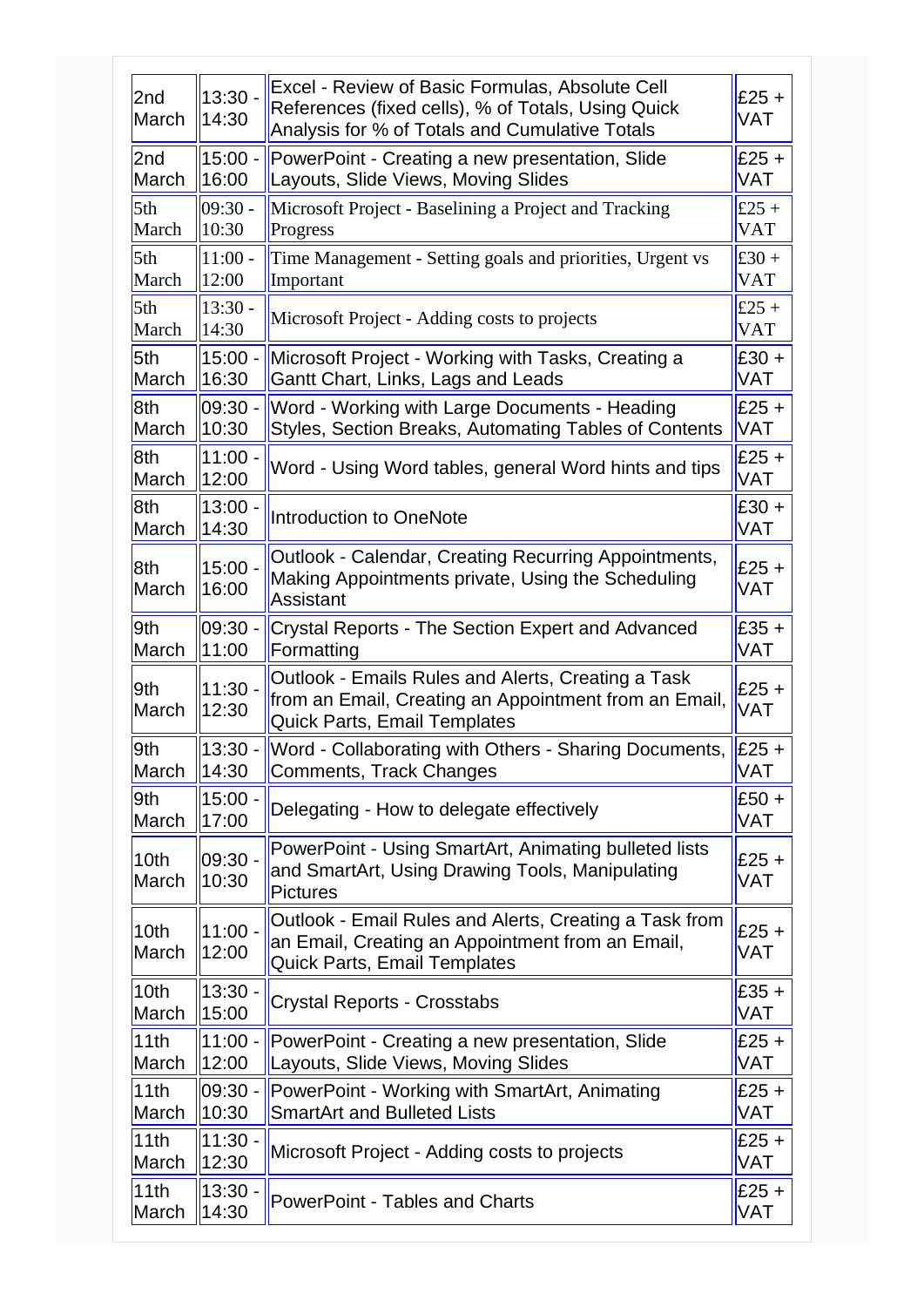| 2nd March | 13:30 - 14:30 | Excel - Review of Basic Formulas, Absolute Cell References (fixed cells), % of Totals, Using Quick Analysis for % of Totals and Cumulative Totals | £25 + VAT |
|---|---|---|---|
| 2nd March | 15:00 - 16:00 | PowerPoint - Creating a new presentation, Slide Layouts, Slide Views, Moving Slides | £25 + VAT |
| 5th March | 09:30 - 10:30 | Microsoft Project - Baselining a Project and Tracking Progress | £25 + VAT |
| 5th March | 11:00 - 12:00 | Time Management - Setting goals and priorities, Urgent vs Important | £30 + VAT |
| 5th March | 13:30 - 14:30 | Microsoft Project - Adding costs to projects | £25 + VAT |
| 5th March | 15:00 - 16:30 | Microsoft Project - Working with Tasks, Creating a Gantt Chart, Links, Lags and Leads | £30 + VAT |
| 8th March | 09:30 - 10:30 | Word - Working with Large Documents - Heading Styles, Section Breaks, Automating Tables of Contents | £25 + VAT |
| 8th March | 11:00 - 12:00 | Word - Using Word tables, general Word hints and tips | £25 + VAT |
| 8th March | 13:00 - 14:30 | Introduction to OneNote | £30 + VAT |
| 8th March | 15:00 - 16:00 | Outlook - Calendar, Creating Recurring Appointments, Making Appointments private, Using the Scheduling Assistant | £25 + VAT |
| 9th March | 09:30 - 11:00 | Crystal Reports - The Section Expert and Advanced Formatting | £35 + VAT |
| 9th March | 11:30 - 12:30 | Outlook - Emails Rules and Alerts, Creating a Task from an Email, Creating an Appointment from an Email, Quick Parts, Email Templates | £25 + VAT |
| 9th March | 13:30 - 14:30 | Word - Collaborating with Others - Sharing Documents, Comments, Track Changes | £25 + VAT |
| 9th March | 15:00 - 17:00 | Delegating - How to delegate effectively | £50 + VAT |
| 10th March | 09:30 - 10:30 | PowerPoint - Using SmartArt, Animating bulleted lists and SmartArt, Using Drawing Tools, Manipulating Pictures | £25 + VAT |
| 10th March | 11:00 - 12:00 | Outlook - Email Rules and Alerts, Creating a Task from an Email, Creating an Appointment from an Email, Quick Parts, Email Templates | £25 + VAT |
| 10th March | 13:30 - 15:00 | Crystal Reports - Crosstabs | £35 + VAT |
| 11th March | 11:00 - 12:00 | PowerPoint - Creating a new presentation, Slide Layouts, Slide Views, Moving Slides | £25 + VAT |
| 11th March | 09:30 - 10:30 | PowerPoint - Working with SmartArt, Animating SmartArt and Bulleted Lists | £25 + VAT |
| 11th March | 11:30 - 12:30 | Microsoft Project - Adding costs to projects | £25 + VAT |
| 11th March | 13:30 - 14:30 | PowerPoint - Tables and Charts | £25 + VAT |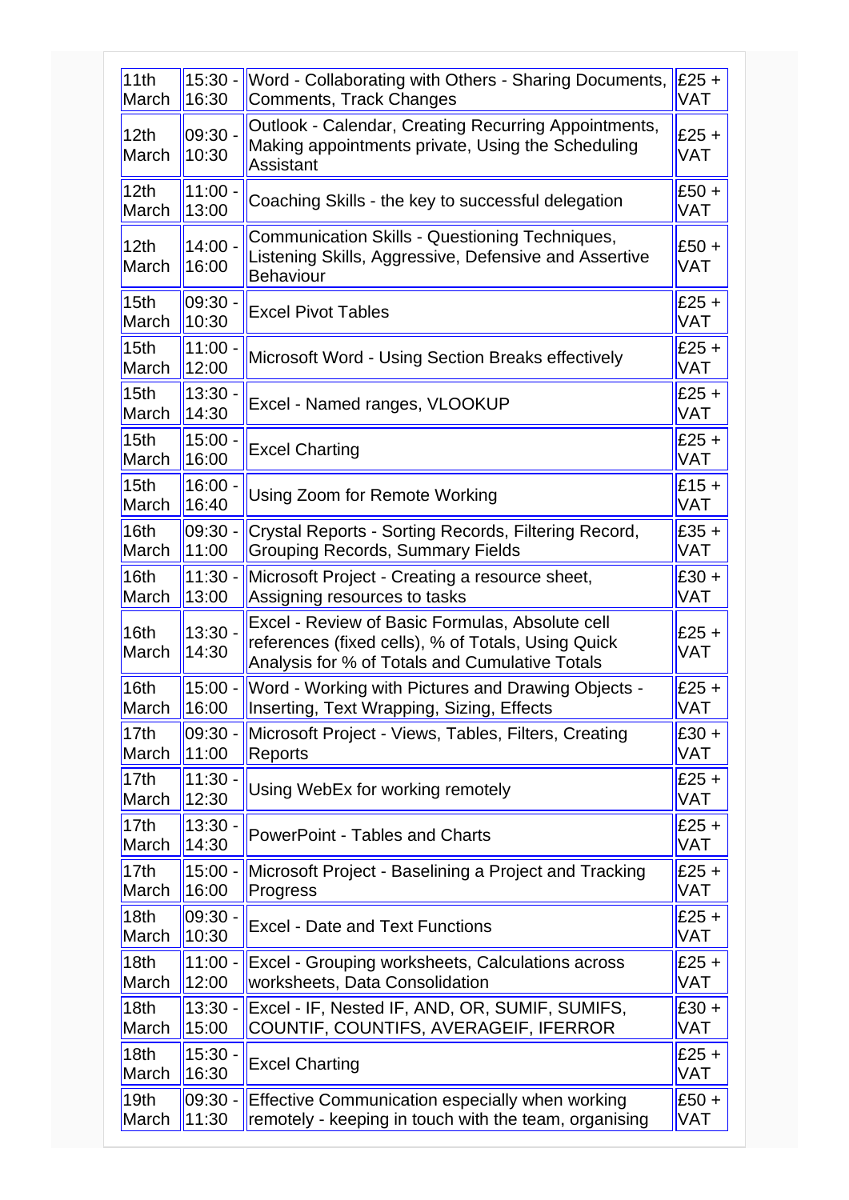| | | | |
|---|---|---|---|
| 11th March | 15:30 - 16:30 | Word - Collaborating with Others - Sharing Documents, Comments, Track Changes | £25 + VAT |
| 12th March | 09:30 - 10:30 | Outlook - Calendar, Creating Recurring Appointments, Making appointments private, Using the Scheduling Assistant | £25 + VAT |
| 12th March | 11:00 - 13:00 | Coaching Skills - the key to successful delegation | £50 + VAT |
| 12th March | 14:00 - 16:00 | Communication Skills - Questioning Techniques, Listening Skills, Aggressive, Defensive and Assertive Behaviour | £50 + VAT |
| 15th March | 09:30 - 10:30 | Excel Pivot Tables | £25 + VAT |
| 15th March | 11:00 - 12:00 | Microsoft Word - Using Section Breaks effectively | £25 + VAT |
| 15th March | 13:30 - 14:30 | Excel - Named ranges, VLOOKUP | £25 + VAT |
| 15th March | 15:00 - 16:00 | Excel Charting | £25 + VAT |
| 15th March | 16:00 - 16:40 | Using Zoom for Remote Working | £15 + VAT |
| 16th March | 09:30 - 11:00 | Crystal Reports - Sorting Records, Filtering Record, Grouping Records, Summary Fields | £35 + VAT |
| 16th March | 11:30 - 13:00 | Microsoft Project - Creating a resource sheet, Assigning resources to tasks | £30 + VAT |
| 16th March | 13:30 - 14:30 | Excel - Review of Basic Formulas, Absolute cell references (fixed cells), % of Totals, Using Quick Analysis for % of Totals and Cumulative Totals | £25 + VAT |
| 16th March | 15:00 - 16:00 | Word - Working with Pictures and Drawing Objects - Inserting, Text Wrapping, Sizing, Effects | £25 + VAT |
| 17th March | 09:30 - 11:00 | Microsoft Project - Views, Tables, Filters, Creating Reports | £30 + VAT |
| 17th March | 11:30 - 12:30 | Using WebEx for working remotely | £25 + VAT |
| 17th March | 13:30 - 14:30 | PowerPoint - Tables and Charts | £25 + VAT |
| 17th March | 15:00 - 16:00 | Microsoft Project - Baselining a Project and Tracking Progress | £25 + VAT |
| 18th March | 09:30 - 10:30 | Excel - Date and Text Functions | £25 + VAT |
| 18th March | 11:00 - 12:00 | Excel - Grouping worksheets, Calculations across worksheets, Data Consolidation | £25 + VAT |
| 18th March | 13:30 - 15:00 | Excel - IF, Nested IF, AND, OR, SUMIF, SUMIFS, COUNTIF, COUNTIFS, AVERAGEIF, IFERROR | £30 + VAT |
| 18th March | 15:30 - 16:30 | Excel Charting | £25 + VAT |
| 19th March | 09:30 - 11:30 | Effective Communication especially when working remotely - keeping in touch with the team, organising | £50 + VAT |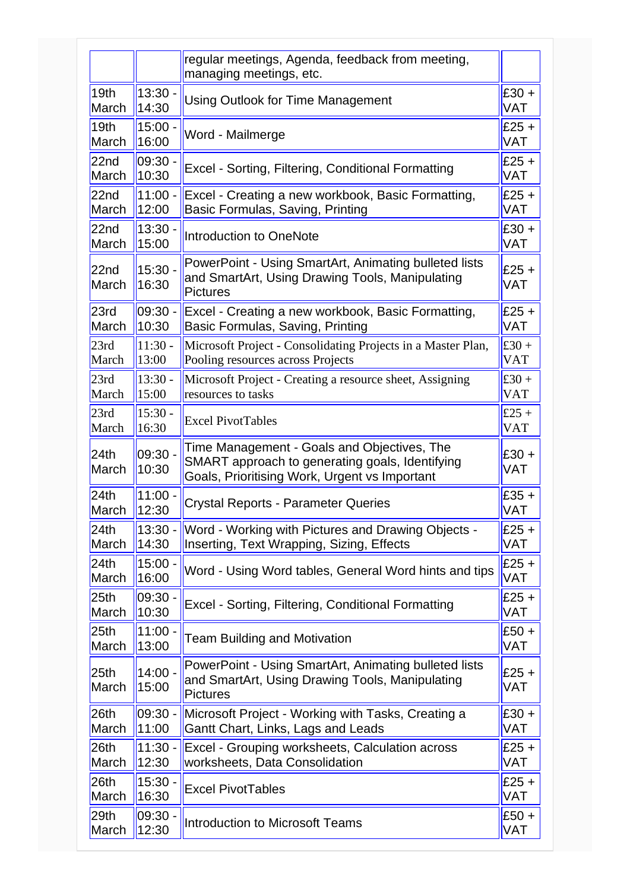| | | | |
|---|---|---|---|
| | | regular meetings, Agenda, feedback from meeting, managing meetings, etc. | |
| 19th March | 13:30 - 14:30 | Using Outlook for Time Management | £30 + VAT |
| 19th March | 15:00 - 16:00 | Word - Mailmerge | £25 + VAT |
| 22nd March | 09:30 - 10:30 | Excel - Sorting, Filtering, Conditional Formatting | £25 + VAT |
| 22nd March | 11:00 - 12:00 | Excel - Creating a new workbook, Basic Formatting, Basic Formulas, Saving, Printing | £25 + VAT |
| 22nd March | 13:30 - 15:00 | Introduction to OneNote | £30 + VAT |
| 22nd March | 15:30 - 16:30 | PowerPoint - Using SmartArt, Animating bulleted lists and SmartArt, Using Drawing Tools, Manipulating Pictures | £25 + VAT |
| 23rd March | 09:30 - 10:30 | Excel - Creating a new workbook, Basic Formatting, Basic Formulas, Saving, Printing | £25 + VAT |
| 23rd March | 11:30 - 13:00 | Microsoft Project - Consolidating Projects in a Master Plan, Pooling resources across Projects | £30 + VAT |
| 23rd March | 13:30 - 15:00 | Microsoft Project - Creating a resource sheet, Assigning resources to tasks | £30 + VAT |
| 23rd March | 15:30 - 16:30 | Excel PivotTables | £25 + VAT |
| 24th March | 09:30 - 10:30 | Time Management - Goals and Objectives, The SMART approach to generating goals, Identifying Goals, Prioritising Work, Urgent vs Important | £30 + VAT |
| 24th March | 11:00 - 12:30 | Crystal Reports - Parameter Queries | £35 + VAT |
| 24th March | 13:30 - 14:30 | Word - Working with Pictures and Drawing Objects - Inserting, Text Wrapping, Sizing, Effects | £25 + VAT |
| 24th March | 15:00 - 16:00 | Word - Using Word tables, General Word hints and tips | £25 + VAT |
| 25th March | 09:30 - 10:30 | Excel - Sorting, Filtering, Conditional Formatting | £25 + VAT |
| 25th March | 11:00 - 13:00 | Team Building and Motivation | £50 + VAT |
| 25th March | 14:00 - 15:00 | PowerPoint - Using SmartArt, Animating bulleted lists and SmartArt, Using Drawing Tools, Manipulating Pictures | £25 + VAT |
| 26th March | 09:30 - 11:00 | Microsoft Project - Working with Tasks, Creating a Gantt Chart, Links, Lags and Leads | £30 + VAT |
| 26th March | 11:30 - 12:30 | Excel - Grouping worksheets, Calculation across worksheets, Data Consolidation | £25 + VAT |
| 26th March | 15:30 - 16:30 | Excel PivotTables | £25 + VAT |
| 29th March | 09:30 - 12:30 | Introduction to Microsoft Teams | £50 + VAT |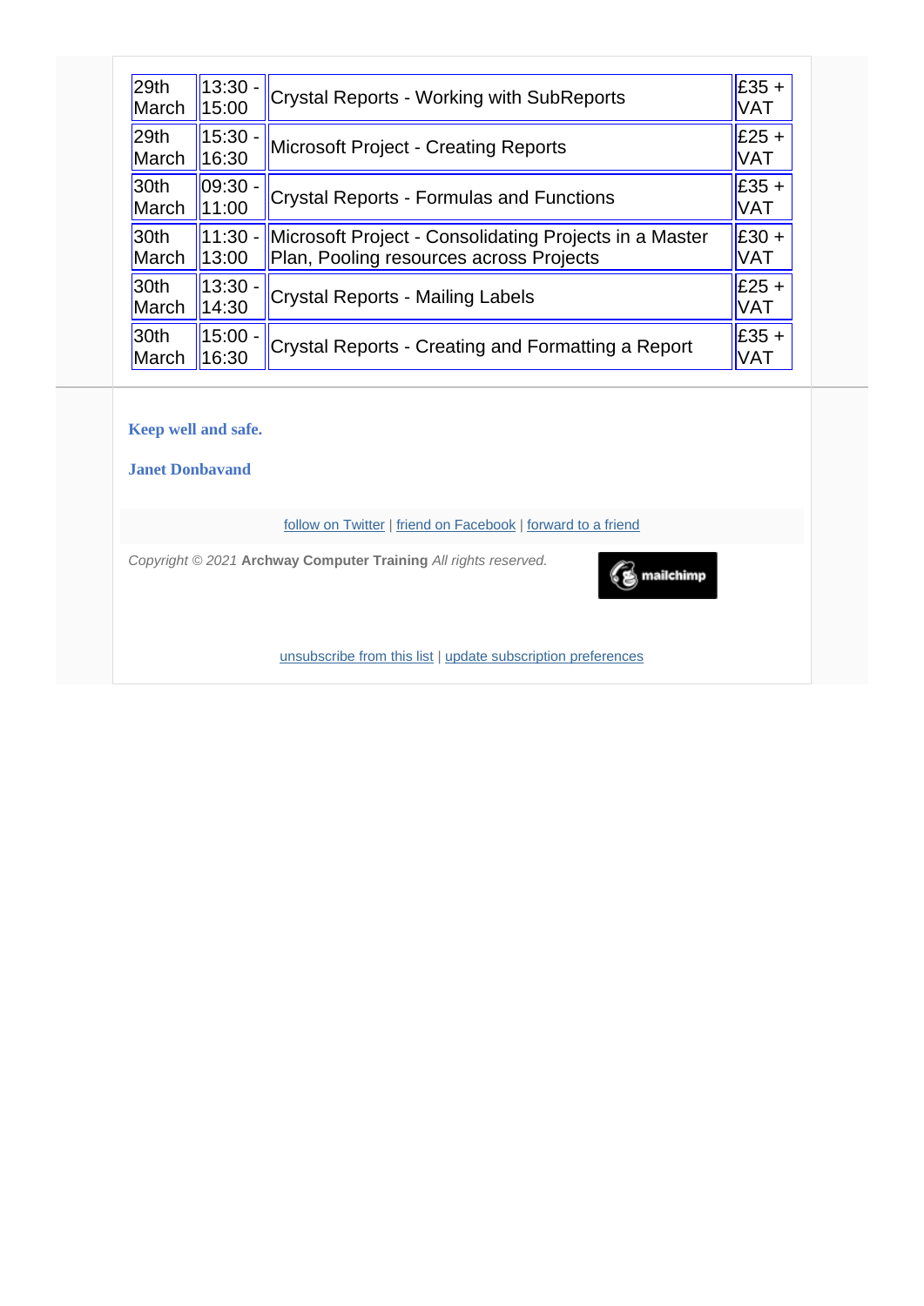| | | | |
|---|---|---|---|
| 29th March | 13:30 - 15:00 | Crystal Reports - Working with SubReports | £35 + VAT |
| 29th March | 15:30 - 16:30 | Microsoft Project - Creating Reports | £25 + VAT |
| 30th March | 09:30 - 11:00 | Crystal Reports - Formulas and Functions | £35 + VAT |
| 30th March | 11:30 - 13:00 | Microsoft Project - Consolidating Projects in a Master Plan, Pooling resources across Projects | £30 + VAT |
| 30th March | 13:30 - 14:30 | Crystal Reports - Mailing Labels | £25 + VAT |
| 30th March | 15:00 - 16:30 | Crystal Reports - Creating and Formatting a Report | £35 + VAT |

**Keep well and safe.**

**Janet Donbavand**

follow on Twitter | friend on Facebook | forward to a friend

*Copyright © 2021* **Archway Computer Training** *All rights reserved.*

mailchimp

unsubscribe from this list | update subscription preferences